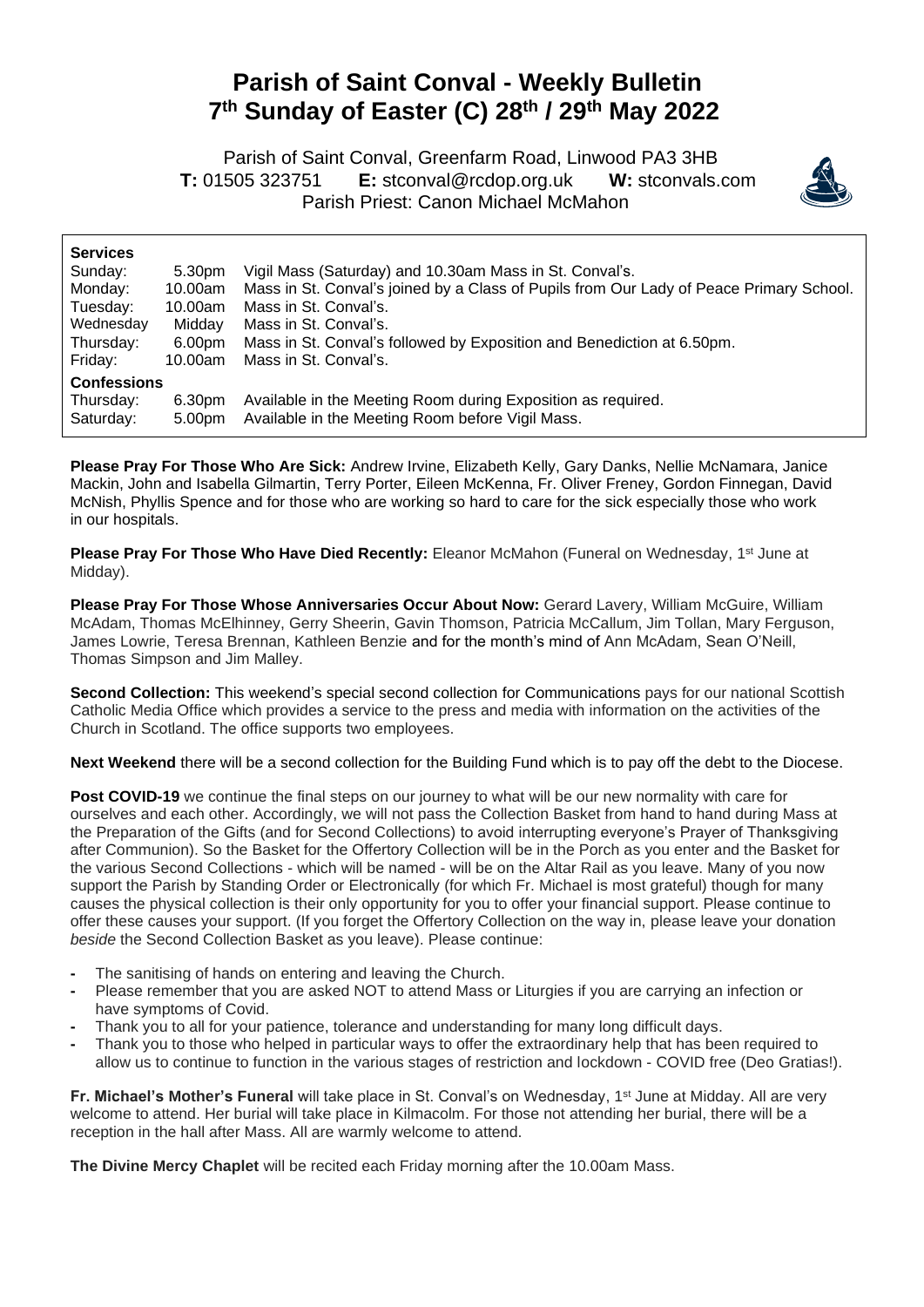# Parish of Saint Conval - Weekly Bulletin
# 7th Sunday of Easter (C) 28th / 29th May 2022

Parish of Saint Conval, Greenfarm Road, Linwood PA3 3HB
**T:** 01505 323751 **E:** stconval@rcdop.org.uk **W:** stconvals.com
Parish Priest: Canon Michael McMahon

**Services**

| | | |
|---|---|---|
| Sunday: | 5.30pm | Vigil Mass (Saturday) and 10.30am Mass in St. Conval's. |
| Monday: | 10.00am | Mass in St. Conval's joined by a Class of Pupils from Our Lady of Peace Primary School. |
| Tuesday: | 10.00am | Mass in St. Conval's. |
| Wednesday | Midday | Mass in St. Conval's. |
| Thursday: | 6.00pm | Mass in St. Conval's followed by Exposition and Benediction at 6.50pm. |
| Friday: | 10.00am | Mass in St. Conval's. |

**Confessions**

| | | |
|---|---|---|
| Thursday: | 6.30pm | Available in the Meeting Room during Exposition as required. |
| Saturday: | 5.00pm | Available in the Meeting Room before Vigil Mass. |

**Please Pray For Those Who Are Sick:** Andrew Irvine, Elizabeth Kelly, Gary Danks, Nellie McNamara, Janice Mackin, John and Isabella Gilmartin, Terry Porter, Eileen McKenna, Fr. Oliver Freney, Gordon Finnegan, David McNish, Phyllis Spence and for those who are working so hard to care for the sick especially those who work in our hospitals.

**Please Pray For Those Who Have Died Recently:** Eleanor McMahon (Funeral on Wednesday, 1st June at Midday).

**Please Pray For Those Whose Anniversaries Occur About Now:** Gerard Lavery, William McGuire, William McAdam, Thomas McElhinney, Gerry Sheerin, Gavin Thomson, Patricia McCallum, Jim Tollan, Mary Ferguson, James Lowrie, Teresa Brennan, Kathleen Benzie and for the month's mind of Ann McAdam, Sean O'Neill, Thomas Simpson and Jim Malley.

**Second Collection:** This weekend's special second collection for Communications pays for our national Scottish Catholic Media Office which provides a service to the press and media with information on the activities of the Church in Scotland. The office supports two employees.

**Next Weekend** there will be a second collection for the Building Fund which is to pay off the debt to the Diocese.

**Post COVID-19** we continue the final steps on our journey to what will be our new normality with care for ourselves and each other. Accordingly, we will not pass the Collection Basket from hand to hand during Mass at the Preparation of the Gifts (and for Second Collections) to avoid interrupting everyone's Prayer of Thanksgiving after Communion). So the Basket for the Offertory Collection will be in the Porch as you enter and the Basket for the various Second Collections - which will be named - will be on the Altar Rail as you leave. Many of you now support the Parish by Standing Order or Electronically (for which Fr. Michael is most grateful) though for many causes the physical collection is their only opportunity for you to offer your financial support. Please continue to offer these causes your support. (If you forget the Offertory Collection on the way in, please leave your donation *beside* the Second Collection Basket as you leave). Please continue:

- The sanitising of hands on entering and leaving the Church.
- Please remember that you are asked NOT to attend Mass or Liturgies if you are carrying an infection or have symptoms of Covid.
- Thank you to all for your patience, tolerance and understanding for many long difficult days.
- Thank you to those who helped in particular ways to offer the extraordinary help that has been required to allow us to continue to function in the various stages of restriction and lockdown - COVID free (Deo Gratias!).

**Fr. Michael's Mother's Funeral** will take place in St. Conval's on Wednesday, 1st June at Midday. All are very welcome to attend. Her burial will take place in Kilmacolm. For those not attending her burial, there will be a reception in the hall after Mass. All are warmly welcome to attend.

**The Divine Mercy Chaplet** will be recited each Friday morning after the 10.00am Mass.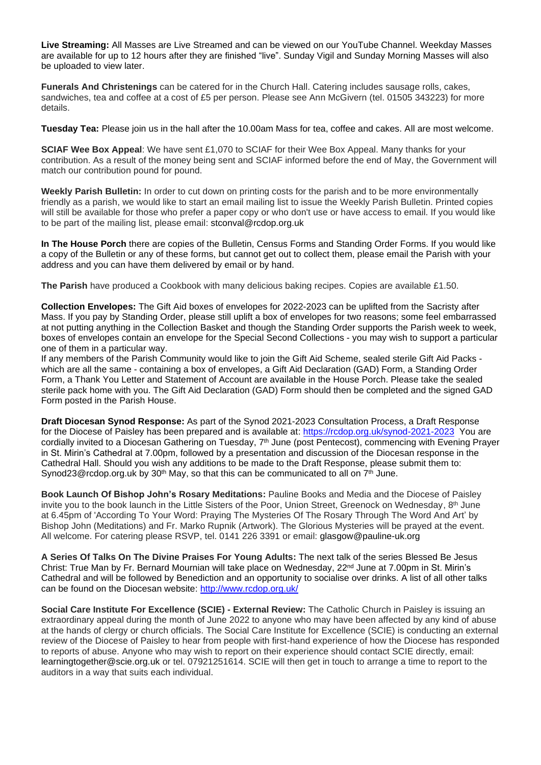**Live Streaming:** All Masses are Live Streamed and can be viewed on our YouTube Channel. Weekday Masses are available for up to 12 hours after they are finished "live". Sunday Vigil and Sunday Morning Masses will also be uploaded to view later.

**Funerals And Christenings** can be catered for in the Church Hall. Catering includes sausage rolls, cakes, sandwiches, tea and coffee at a cost of £5 per person. Please see Ann McGivern (tel. 01505 343223) for more details.

**Tuesday Tea:** Please join us in the hall after the 10.00am Mass for tea, coffee and cakes. All are most welcome.

**SCIAF Wee Box Appeal**: We have sent £1,070 to SCIAF for their Wee Box Appeal. Many thanks for your contribution. As a result of the money being sent and SCIAF informed before the end of May, the Government will match our contribution pound for pound.

**Weekly Parish Bulletin:** In order to cut down on printing costs for the parish and to be more environmentally friendly as a parish, we would like to start an email mailing list to issue the Weekly Parish Bulletin. Printed copies will still be available for those who prefer a paper copy or who don't use or have access to email. If you would like to be part of the mailing list, please email: stconval@rcdop.org.uk

**In The House Porch** there are copies of the Bulletin, Census Forms and Standing Order Forms. If you would like a copy of the Bulletin or any of these forms, but cannot get out to collect them, please email the Parish with your address and you can have them delivered by email or by hand.

**The Parish** have produced a Cookbook with many delicious baking recipes. Copies are available £1.50.

**Collection Envelopes:** The Gift Aid boxes of envelopes for 2022-2023 can be uplifted from the Sacristy after Mass. If you pay by Standing Order, please still uplift a box of envelopes for two reasons; some feel embarrassed at not putting anything in the Collection Basket and though the Standing Order supports the Parish week to week, boxes of envelopes contain an envelope for the Special Second Collections - you may wish to support a particular one of them in a particular way.
If any members of the Parish Community would like to join the Gift Aid Scheme, sealed sterile Gift Aid Packs - which are all the same - containing a box of envelopes, a Gift Aid Declaration (GAD) Form, a Standing Order Form, a Thank You Letter and Statement of Account are available in the House Porch. Please take the sealed sterile pack home with you. The Gift Aid Declaration (GAD) Form should then be completed and the signed GAD Form posted in the Parish House.

**Draft Diocesan Synod Response:** As part of the Synod 2021-2023 Consultation Process, a Draft Response for the Diocese of Paisley has been prepared and is available at: https://rcdop.org.uk/synod-2021-2023 You are cordially invited to a Diocesan Gathering on Tuesday, 7th June (post Pentecost), commencing with Evening Prayer in St. Mirin's Cathedral at 7.00pm, followed by a presentation and discussion of the Diocesan response in the Cathedral Hall. Should you wish any additions to be made to the Draft Response, please submit them to: Synod23@rcdop.org.uk by 30th May, so that this can be communicated to all on 7th June.

**Book Launch Of Bishop John's Rosary Meditations:** Pauline Books and Media and the Diocese of Paisley invite you to the book launch in the Little Sisters of the Poor, Union Street, Greenock on Wednesday, 8th June at 6.45pm of 'According To Your Word: Praying The Mysteries Of The Rosary Through The Word And Art' by Bishop John (Meditations) and Fr. Marko Rupnik (Artwork). The Glorious Mysteries will be prayed at the event. All welcome. For catering please RSVP, tel. 0141 226 3391 or email: glasgow@pauline-uk.org

**A Series Of Talks On The Divine Praises For Young Adults:** The next talk of the series Blessed Be Jesus Christ: True Man by Fr. Bernard Mournian will take place on Wednesday, 22nd June at 7.00pm in St. Mirin's Cathedral and will be followed by Benediction and an opportunity to socialise over drinks. A list of all other talks can be found on the Diocesan website: http://www.rcdop.org.uk/

**Social Care Institute For Excellence (SCIE) - External Review:** The Catholic Church in Paisley is issuing an extraordinary appeal during the month of June 2022 to anyone who may have been affected by any kind of abuse at the hands of clergy or church officials. The Social Care Institute for Excellence (SCIE) is conducting an external review of the Diocese of Paisley to hear from people with first-hand experience of how the Diocese has responded to reports of abuse. Anyone who may wish to report on their experience should contact SCIE directly, email: learningtogether@scie.org.uk or tel. 07921251614. SCIE will then get in touch to arrange a time to report to the auditors in a way that suits each individual.